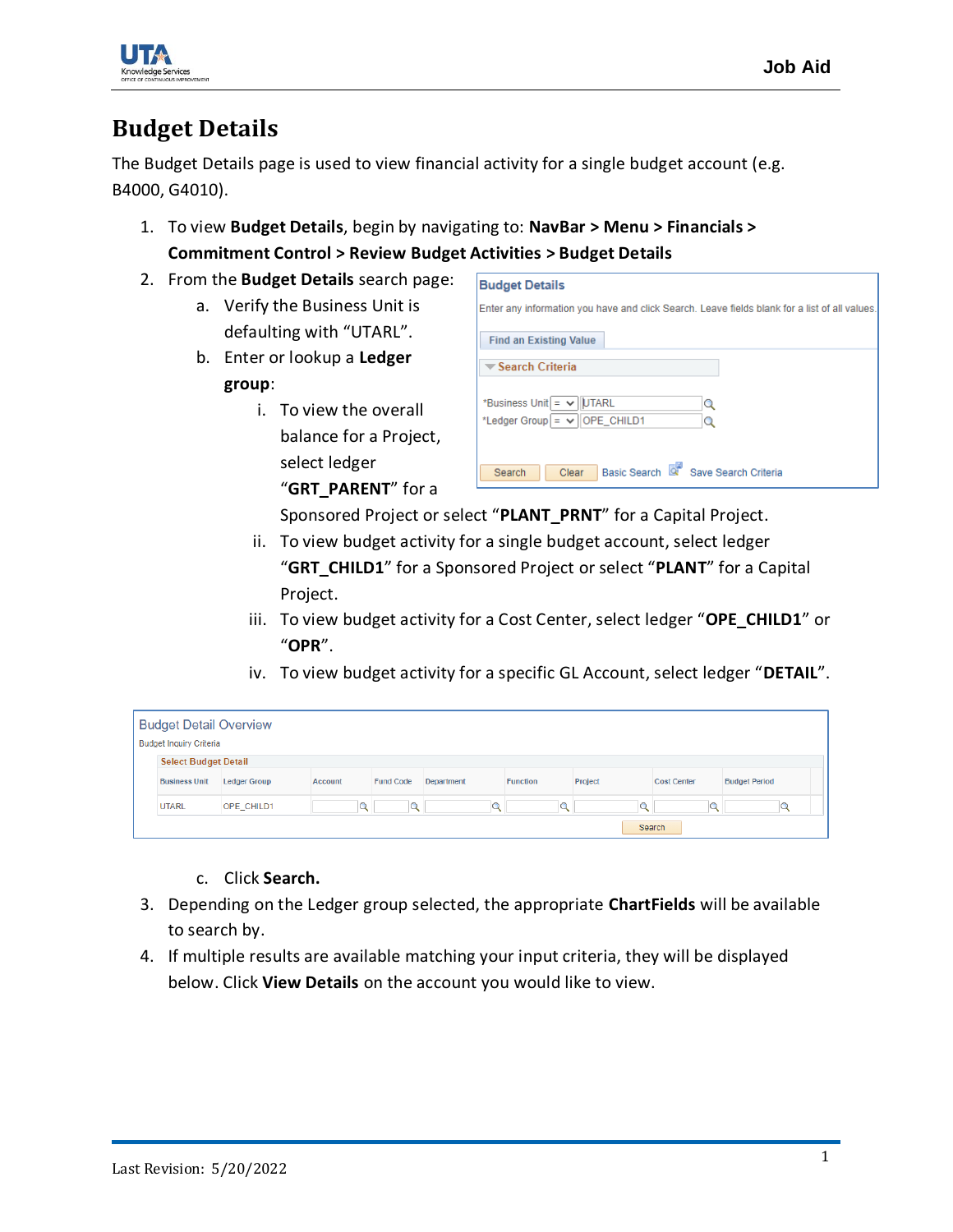# Budget Details

The Budget Details page is used to view financial activity for a single budget account (e.g. B4000, G4010).

1. To view **Budget Details**, begin by navigating to: **NavBar > Menu > Financials > Commitment Control > Review Budget Activities > Budget Details**
2. From the **Budget Details** search page:
   a. Verify the Business Unit is defaulting with "UTARL".
   b. Enter or lookup a **Ledger group**:
      i. To view the overall balance for a Project, select ledger "**GRT_PARENT**" for a Sponsored Project or select "**PLANT_PRNT**" for a Capital Project.
      ii. To view budget activity for a single budget account, select ledger "**GRT_CHILD1**" for a Sponsored Project or select "**PLANT**" for a Capital Project.
      iii. To view budget activity for a Cost Center, select ledger "**OPE_CHILD1**" or "**OPR**".
      iv. To view budget activity for a specific GL Account, select ledger "**DETAIL**".
   c. Click **Search.**
3. Depending on the Ledger group selected, the appropriate **ChartFields** will be available to search by.
4. If multiple results are available matching your input criteria, they will be displayed below. Click **View Details** on the account you would like to view.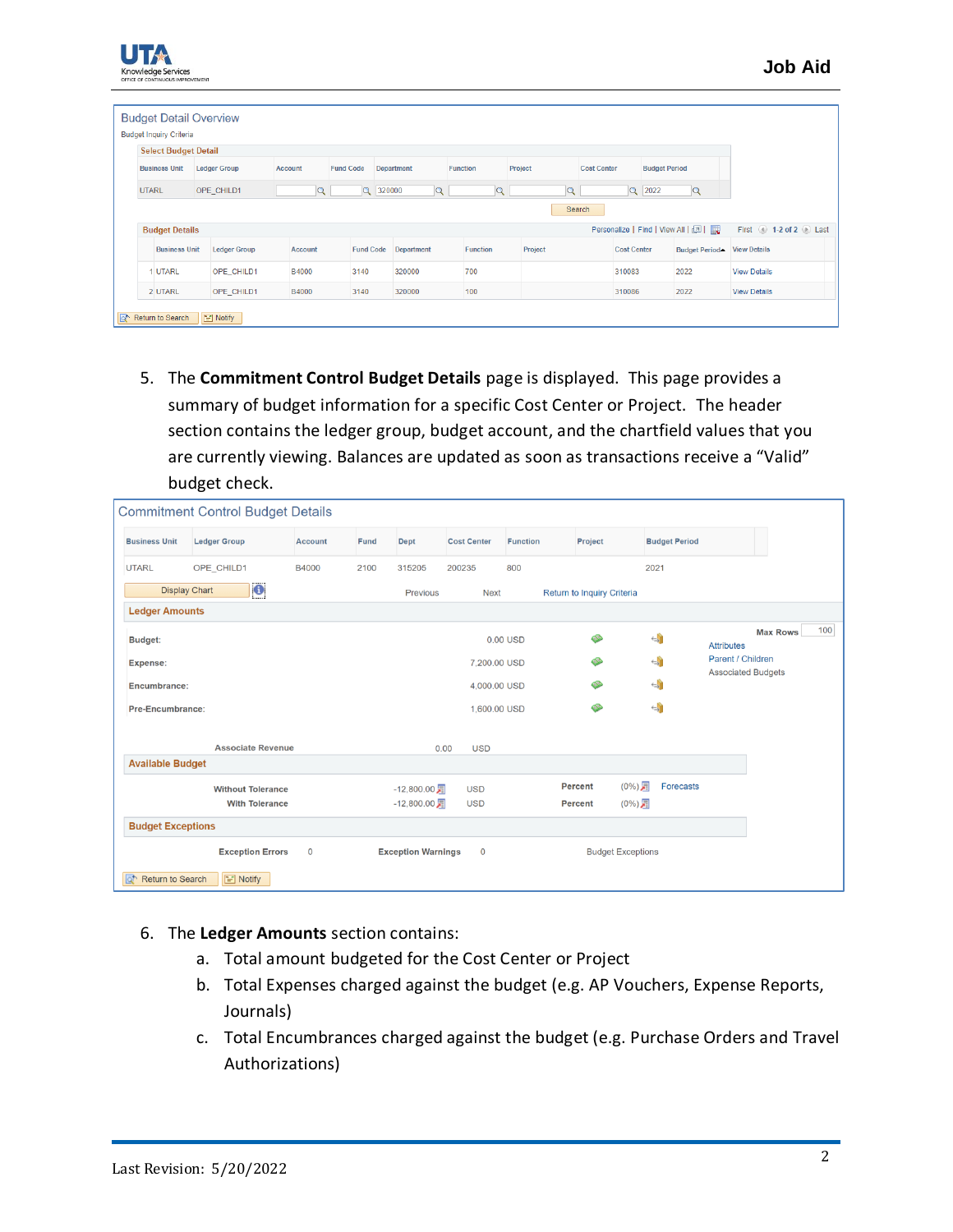**Budget Detail Overview**

Budget Inquiry Criteria

**Select Budget Detail**

| Business Unit | Ledger Group | Account | Fund Code | Department | Function | Project | Cost Center | Budget Period |
|---|---|---|---|---|---|---|---|---|
| UTARL | OPE_CHILD1 | | | 320000 | | | | 2022 |

Search

**Budget Details**

Personalize | Find | View All | First 1-2 of 2 Last

| | Business Unit | Ledger Group | Account | Fund Code | Department | Function | Project | Cost Center | Budget Period | View Details |
|---|---|---|---|---|---|---|---|---|---|---|
| 1 | UTARL | OPE_CHILD1 | B4000 | 3140 | 320000 | 700 | | 310083 | 2022 | View Details |
| 2 | UTARL | OPE_CHILD1 | B4000 | 3140 | 320000 | 100 | | 310086 | 2022 | View Details |

Return to Search | Notify

5. The **Commitment Control Budget Details** page is displayed. This page provides a summary of budget information for a specific Cost Center or Project. The header section contains the ledger group, budget account, and the chartfield values that you are currently viewing. Balances are updated as soon as transactions receive a "Valid" budget check.

**Commitment Control Budget Details**

| Business Unit | Ledger Group | Account | Fund | Dept | Cost Center | Function | Project | Budget Period |
|---|---|---|---|---|---|---|---|---|
| UTARL | OPE_CHILD1 | B4000 | 2100 | 315205 | 200235 | 800 | | 2021 |

Display Chart | Previous | Next | Return to Inquiry Criteria

**Ledger Amounts**

| | | Max Rows 100 |
|---|---|---|
| Budget: | 0.00 USD | Attributes |
| Expense: | 7,200.00 USD | Parent / Children |
| Encumbrance: | 4,000.00 USD | Associated Budgets |
| Pre-Encumbrance: | 1,600.00 USD | |

Associate Revenue 0.00 USD

**Available Budget**

| | | | | |
|---|---|---|---|---|
| Without Tolerance | -12,800.00 | USD | Percent | (0%) Forecasts |
| With Tolerance | -12,800.00 | USD | Percent | (0%) |

**Budget Exceptions**

Exception Errors 0 | Exception Warnings 0 | Budget Exceptions

Return to Search | Notify

6. The **Ledger Amounts** section contains:
    a. Total amount budgeted for the Cost Center or Project
    b. Total Expenses charged against the budget (e.g. AP Vouchers, Expense Reports, Journals)
    c. Total Encumbrances charged against the budget (e.g. Purchase Orders and Travel Authorizations)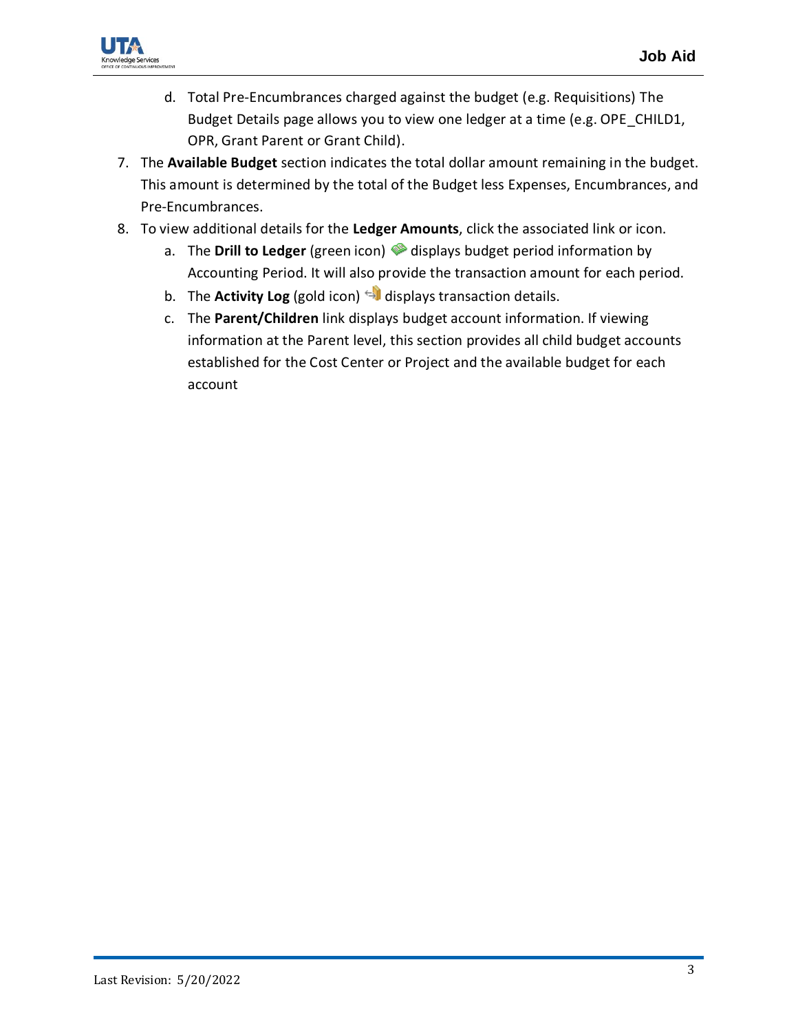d. Total Pre-Encumbrances charged against the budget (e.g. Requisitions) The Budget Details page allows you to view one ledger at a time (e.g. OPE_CHILD1, OPR, Grant Parent or Grant Child).

7. The **Available Budget** section indicates the total dollar amount remaining in the budget. This amount is determined by the total of the Budget less Expenses, Encumbrances, and Pre-Encumbrances.
8. To view additional details for the **Ledger Amounts**, click the associated link or icon.
   a. The **Drill to Ledger** (green icon) displays budget period information by Accounting Period. It will also provide the transaction amount for each period.
   b. The **Activity Log** (gold icon) displays transaction details.
   c. The **Parent/Children** link displays budget account information. If viewing information at the Parent level, this section provides all child budget accounts established for the Cost Center or Project and the available budget for each account